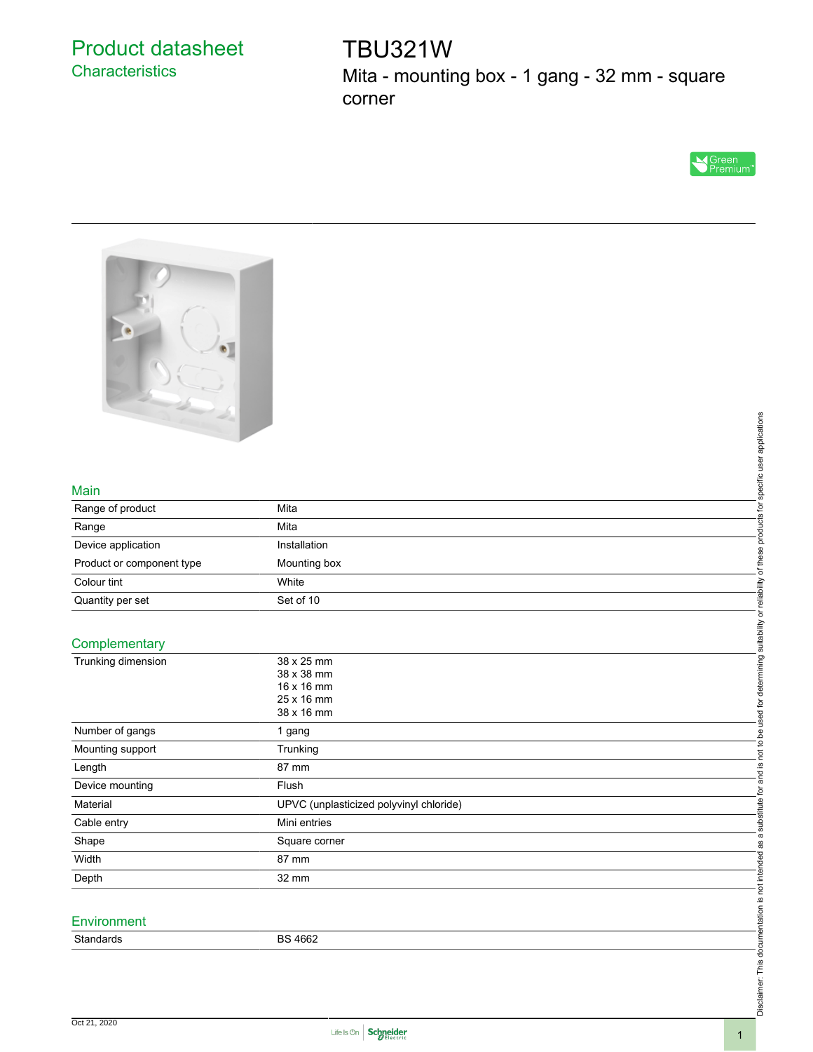# Product datasheet
## Characteristics

# TBU321W
## Mita - mounting box - 1 gang - 32 mm - square corner

Green Premium™

### Main

| | |
|---|---|
| Range of product | Mita |
| Range | Mita |
| Device application | Installation |
| Product or component type | Mounting box |
| Colour tint | White |
| Quantity per set | Set of 10 |

### Complementary

| | |
|---|---|
| Trunking dimension | 38 x 25 mm<br>38 x 38 mm<br>16 x 16 mm<br>25 x 16 mm<br>38 x 16 mm |
| Number of gangs | 1 gang |
| Mounting support | Trunking |
| Length | 87 mm |
| Device mounting | Flush |
| Material | UPVC (unplasticized polyvinyl chloride) |
| Cable entry | Mini entries |
| Shape | Square corner |
| Width | 87 mm |
| Depth | 32 mm |

### Environment

| | |
|---|---|
| Standards | BS 4662 |

Disclaimer: This documentation is not intended as a substitute for and is not to be used for determining suitability or reliability of these products for specific user applications

Oct 21, 2020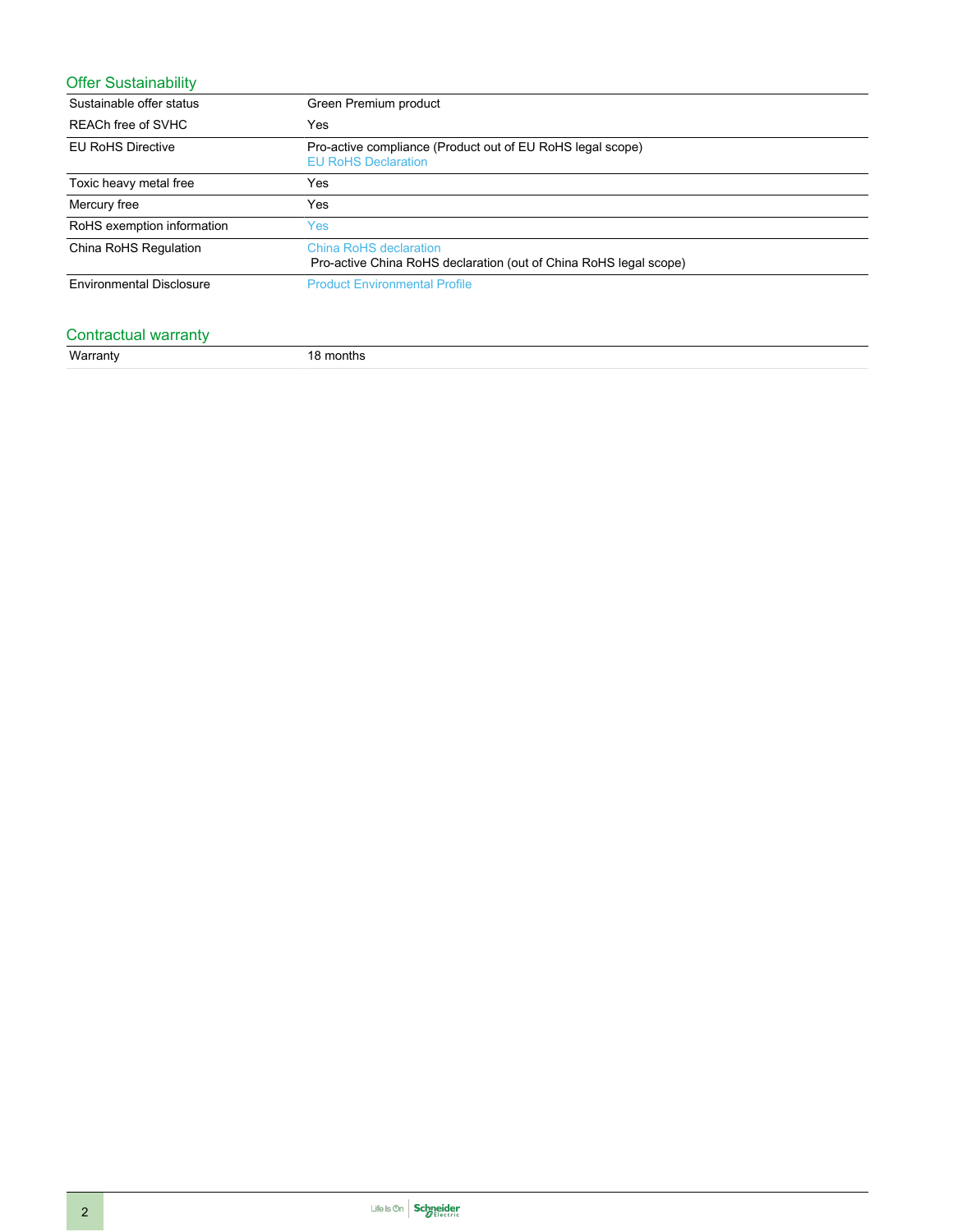## Offer Sustainability

| | |
|---|---|
| Sustainable offer status | Green Premium product |
| REACh free of SVHC | Yes |
| EU RoHS Directive | Pro-active compliance (Product out of EU RoHS legal scope)<br>EU RoHS Declaration |
| Toxic heavy metal free | Yes |
| Mercury free | Yes |
| RoHS exemption information | Yes |
| China RoHS Regulation | China RoHS declaration<br>Pro-active China RoHS declaration (out of China RoHS legal scope) |
| Environmental Disclosure | Product Environmental Profile |

## Contractual warranty

| | |
|---|---|
| Warranty | 18 months |